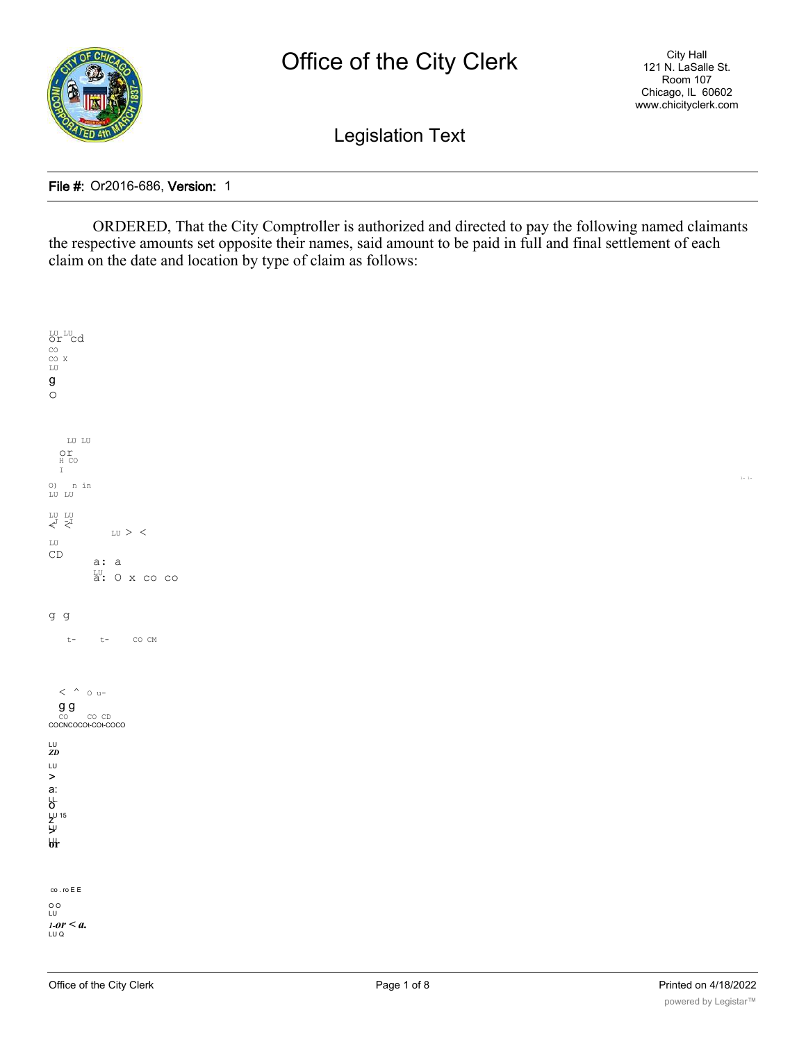File #: Or2016-686, Version: 1

ORDERED, That the City Comptroller is authorized and directed to pay the following named claimants the respective amounts set opposite their names, said amount to be paid in full and final settlement of each claim on the date and location by type of claim as follows: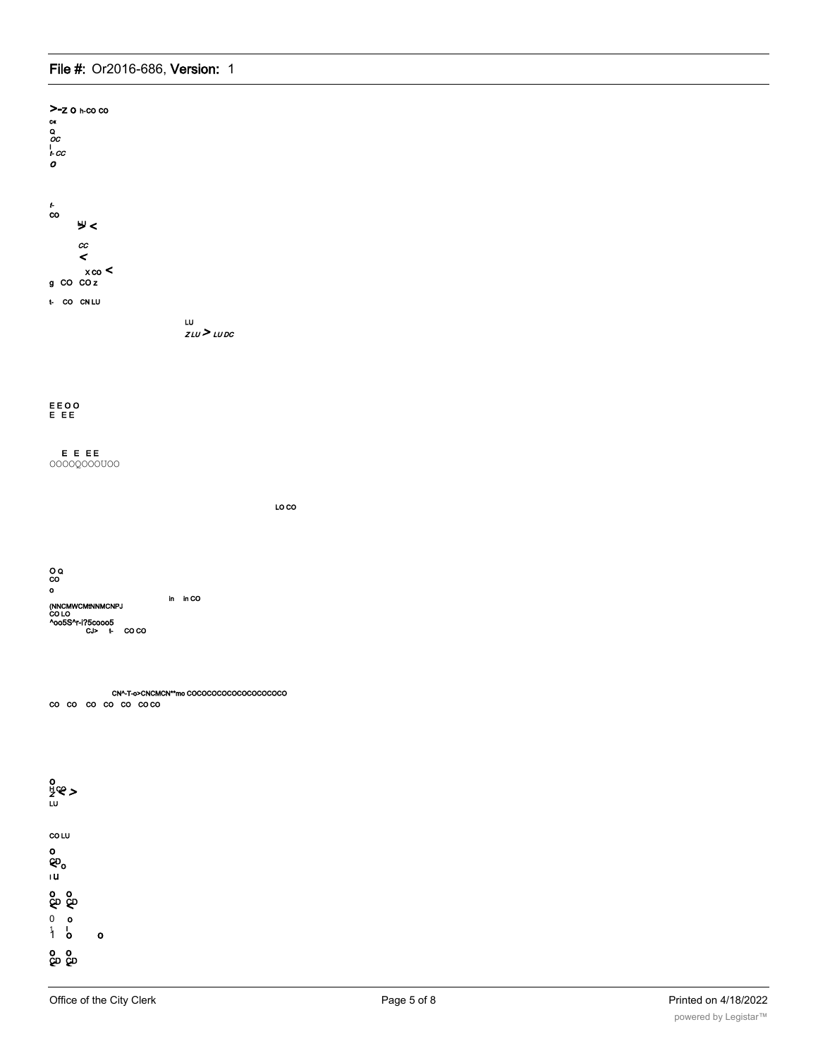>-Z O h-CO CO
c«
Q
OC
I
t- CC
O

t-
CO
>- <

CC
<
X CO <
g CO CO z

t- CO CN LU

LU
Z LU > LU DC

E E O O
E E E

E E E E
OOOOQOOOUOO

LO CO

O Q
CO
o
in in CO
(NNCMWCMtNNMCNPJ
CO LO
^oo5S^r-I?5cooo5
CJ> t- CO CO

CN^-T-o>CNCMCN**mo COCOCOCOCOCOCOCOCOCO
CO CO CO CO CO CO CO

O
H CO
Z < >
LU

CO LU

O
CO
< O
I U

O O
CD CD
< <
0 O
1 I
1 O O

O O
CD CD
< <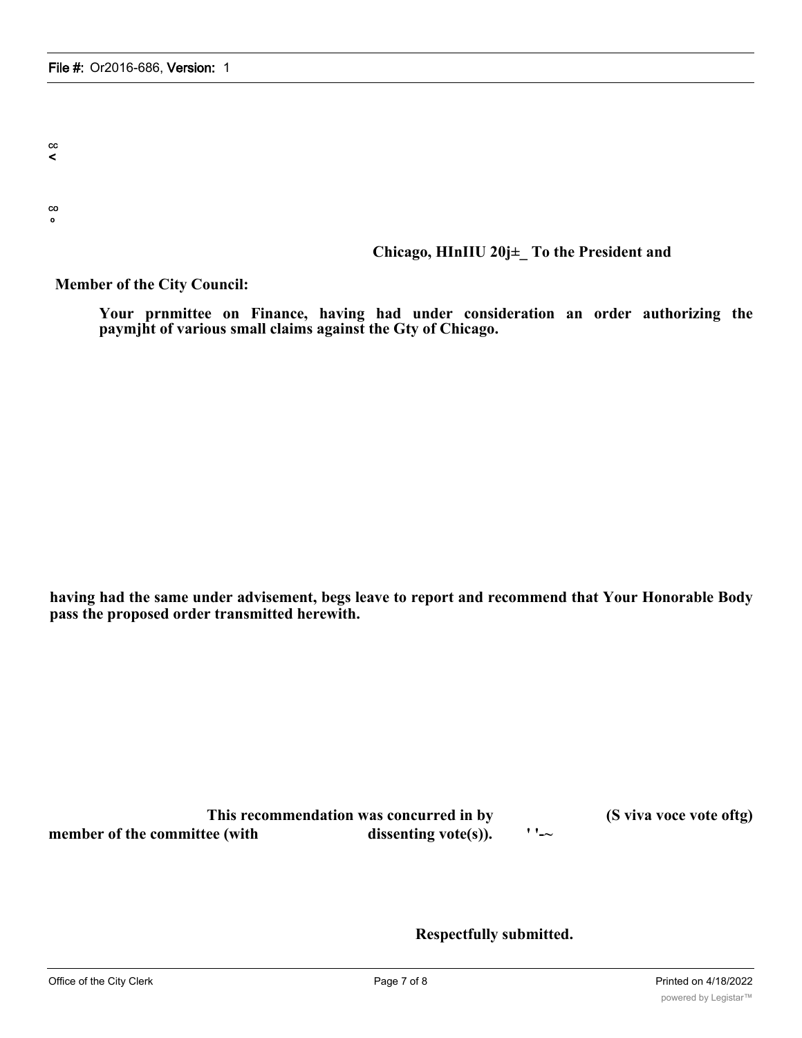cc
<

co
o

**Chicago, HInIIU 20j±_ To the President and**

**Member of the City Council:**

**Your prnmittee on Finance, having had under consideration an order authorizing the paymjht of various small claims against the Gty of Chicago.**

**having had the same under advisement, begs leave to report and recommend that Your Honorable Body pass the proposed order transmitted herewith.**

**This recommendation was concurred in by (S viva voce vote oftg) member of the committee (with dissenting vote(s)).** ' '-~

**Respectfully submitted.**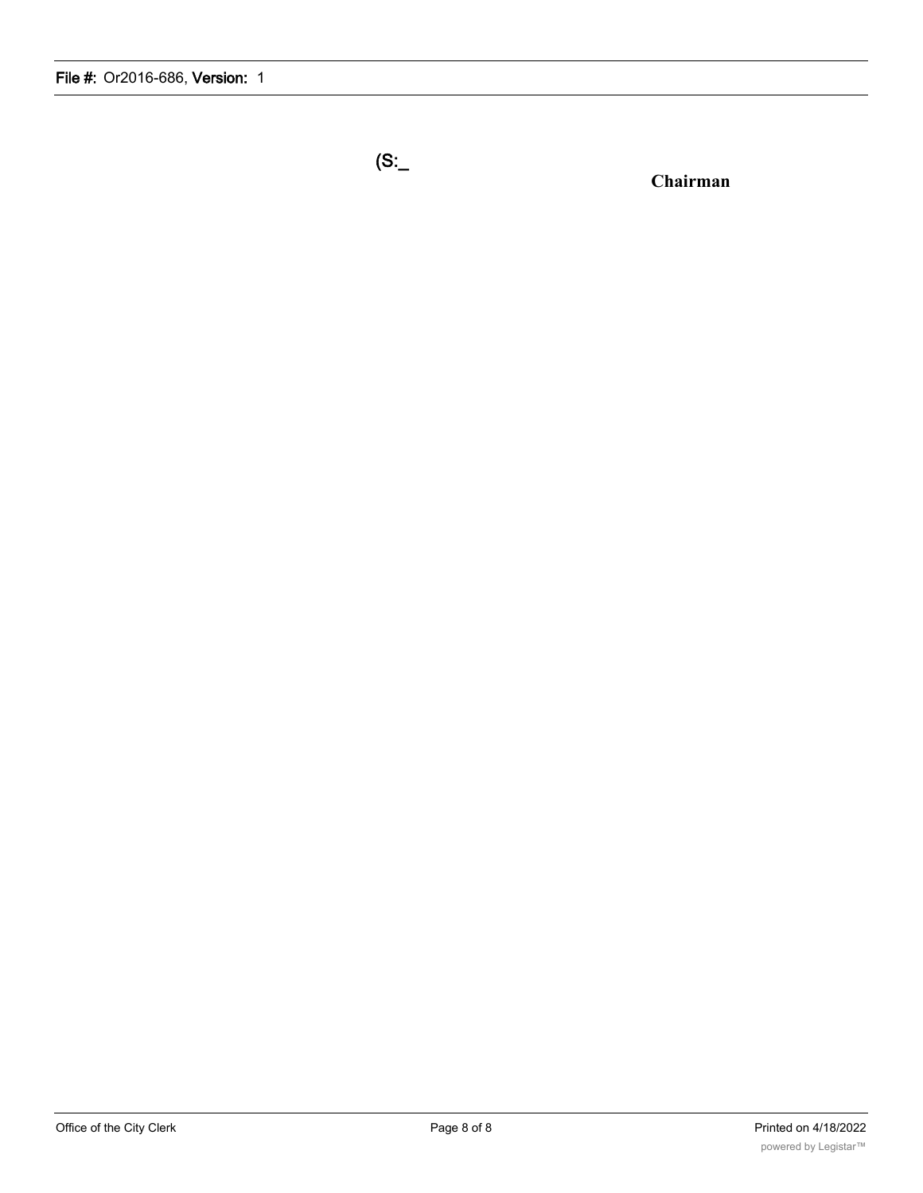(S:_

**Chairman**